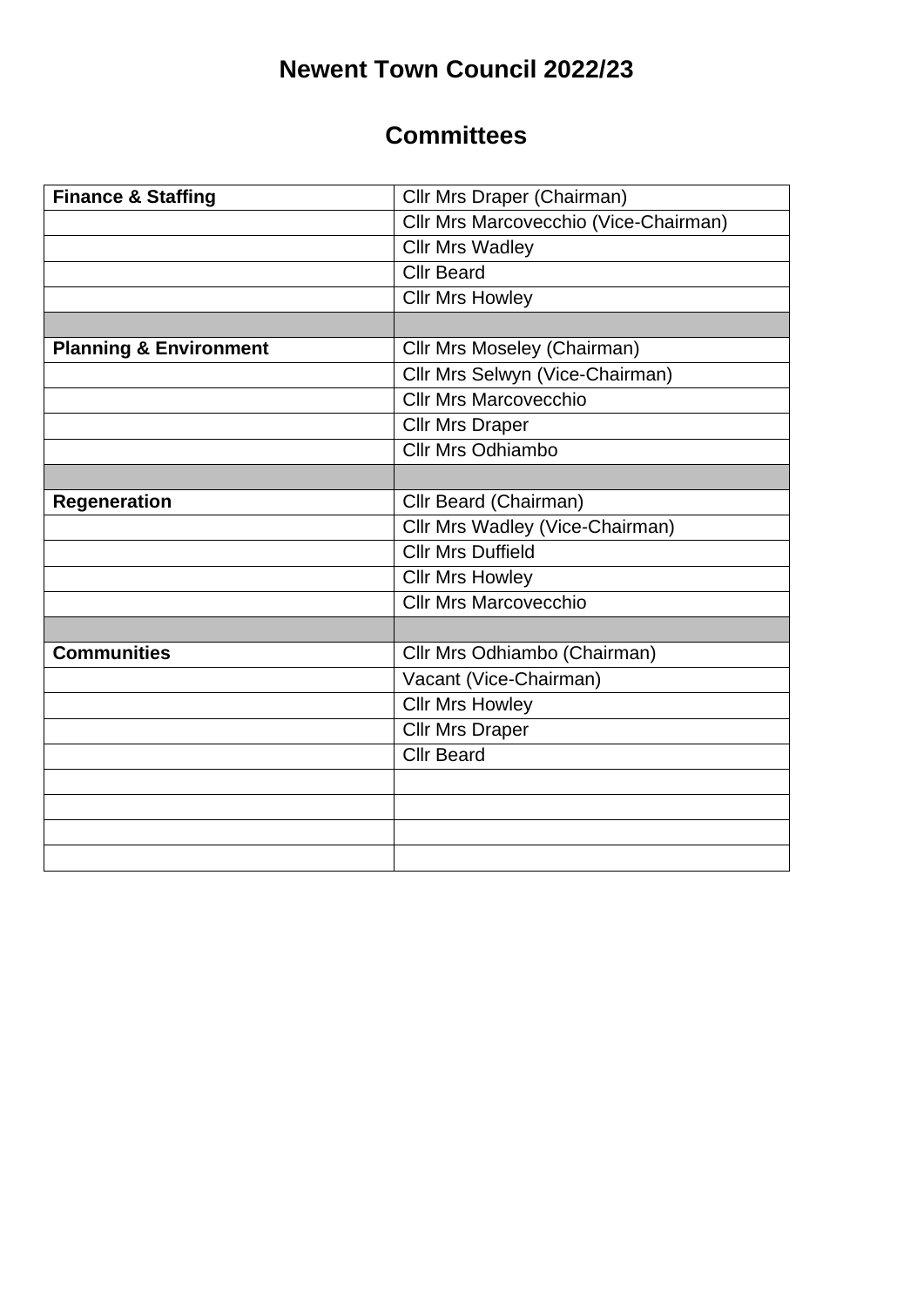# Newent Town Council 2022/23

## Committees

| | |
|---|---|
| **Finance & Staffing** | Cllr Mrs Draper (Chairman) |
| | Cllr Mrs Marcovecchio (Vice-Chairman) |
| | Cllr Mrs Wadley |
| | Cllr Beard |
| | Cllr Mrs Howley |
| | |
| **Planning & Environment** | Cllr Mrs Moseley (Chairman) |
| | Cllr Mrs Selwyn (Vice-Chairman) |
| | Cllr Mrs Marcovecchio |
| | Cllr Mrs Draper |
| | Cllr Mrs Odhiambo |
| | |
| **Regeneration** | Cllr Beard (Chairman) |
| | Cllr Mrs Wadley (Vice-Chairman) |
| | Cllr Mrs Duffield |
| | Cllr Mrs Howley |
| | Cllr Mrs Marcovecchio |
| | |
| **Communities** | Cllr Mrs Odhiambo (Chairman) |
| | Vacant (Vice-Chairman) |
| | Cllr Mrs Howley |
| | Cllr Mrs Draper |
| | Cllr Beard |
| | |
| | |
| | |
| | |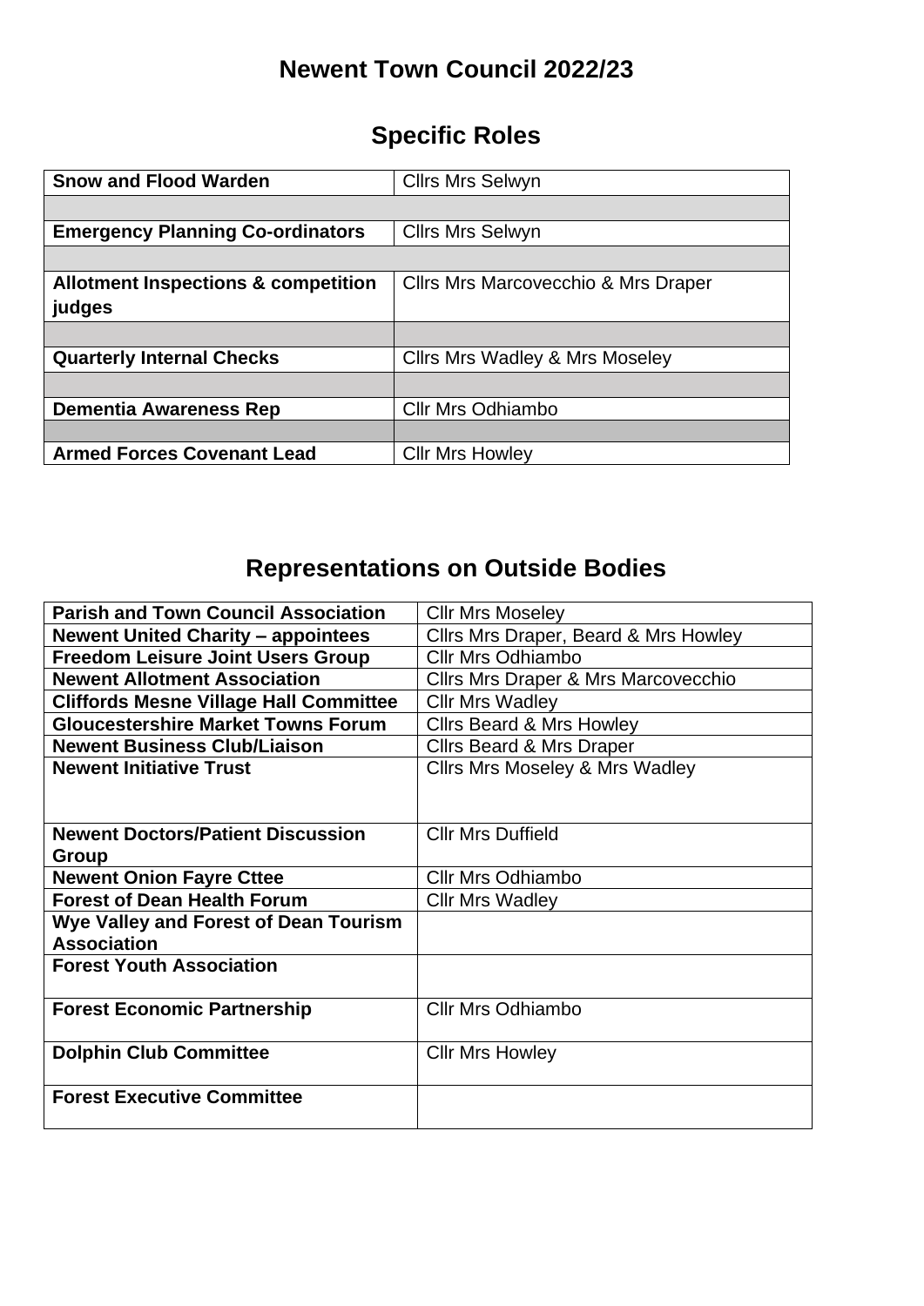# Newent Town Council 2022/23

## Specific Roles

| | |
|---|---|
| **Snow and Flood Warden** | Cllrs Mrs Selwyn |
| | |
| **Emergency Planning Co-ordinators** | Cllrs Mrs Selwyn |
| | |
| **Allotment Inspections & competition judges** | Cllrs Mrs Marcovecchio & Mrs Draper |
| | |
| **Quarterly Internal Checks** | Cllrs Mrs Wadley & Mrs Moseley |
| | |
| **Dementia Awareness Rep** | Cllr Mrs Odhiambo |
| | |
| **Armed Forces Covenant Lead** | Cllr Mrs Howley |

## Representations on Outside Bodies

| | |
|---|---|
| **Parish and Town Council Association** | Cllr Mrs Moseley |
| **Newent United Charity – appointees** | Cllrs Mrs Draper, Beard & Mrs Howley |
| **Freedom Leisure Joint Users Group** | Cllr Mrs Odhiambo |
| **Newent Allotment Association** | Cllrs Mrs Draper & Mrs Marcovecchio |
| **Cliffords Mesne Village Hall Committee** | Cllr Mrs Wadley |
| **Gloucestershire Market Towns Forum** | Cllrs Beard & Mrs Howley |
| **Newent Business Club/Liaison** | Cllrs Beard & Mrs Draper |
| **Newent Initiative Trust** | Cllrs Mrs Moseley & Mrs Wadley |
| **Newent Doctors/Patient Discussion Group** | Cllr Mrs Duffield |
| **Newent Onion Fayre Cttee** | Cllr Mrs Odhiambo |
| **Forest of Dean Health Forum** | Cllr Mrs Wadley |
| **Wye Valley and Forest of Dean Tourism Association** | |
| **Forest Youth Association** | |
| **Forest Economic Partnership** | Cllr Mrs Odhiambo |
| **Dolphin Club Committee** | Cllr Mrs Howley |
| **Forest Executive Committee** | |